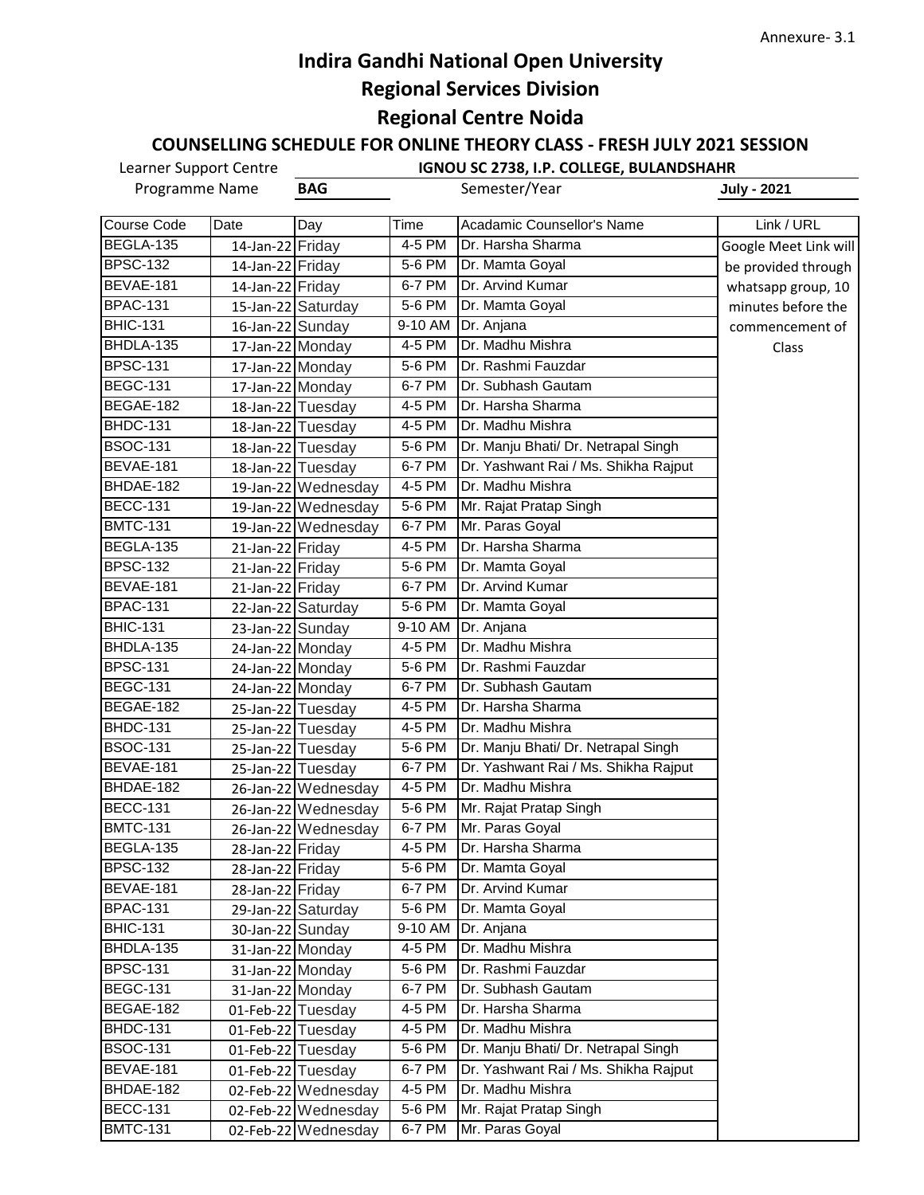Annexure- 3.1

# Indira Gandhi National Open University

## Regional Services Division

## Regional Centre Noida

### COUNSELLING SCHEDULE FOR ONLINE THEORY CLASS - FRESH JULY 2021 SESSION

Learner Support Centre **IGNOU SC 2738, I.P. COLLEGE, BULANDSHAHR**

Programme Name **BAG** Semester/Year **July - 2021**

| Course Code | Date | Day | Time | Acadamic Counsellor's Name | Link / URL |
|---|---|---|---|---|---|
| BEGLA-135 | 14-Jan-22 | Friday | 4-5 PM | Dr. Harsha Sharma | Google Meet Link will be provided through whatsapp group, 10 minutes before the commencement of Class |
| BPSC-132 | 14-Jan-22 | Friday | 5-6 PM | Dr. Mamta Goyal | |
| BEVAE-181 | 14-Jan-22 | Friday | 6-7 PM | Dr. Arvind Kumar | |
| BPAC-131 | 15-Jan-22 | Saturday | 5-6 PM | Dr. Mamta Goyal | |
| BHIC-131 | 16-Jan-22 | Sunday | 9-10 AM | Dr. Anjana | |
| BHDLA-135 | 17-Jan-22 | Monday | 4-5 PM | Dr. Madhu Mishra | |
| BPSC-131 | 17-Jan-22 | Monday | 5-6 PM | Dr. Rashmi Fauzdar | |
| BEGC-131 | 17-Jan-22 | Monday | 6-7 PM | Dr. Subhash Gautam | |
| BEGAE-182 | 18-Jan-22 | Tuesday | 4-5 PM | Dr. Harsha Sharma | |
| BHDC-131 | 18-Jan-22 | Tuesday | 4-5 PM | Dr. Madhu Mishra | |
| BSOC-131 | 18-Jan-22 | Tuesday | 5-6 PM | Dr. Manju Bhati/ Dr. Netrapal Singh | |
| BEVAE-181 | 18-Jan-22 | Tuesday | 6-7 PM | Dr. Yashwant Rai / Ms. Shikha Rajput | |
| BHDAE-182 | 19-Jan-22 | Wednesday | 4-5 PM | Dr. Madhu Mishra | |
| BECC-131 | 19-Jan-22 | Wednesday | 5-6 PM | Mr. Rajat Pratap Singh | |
| BMTC-131 | 19-Jan-22 | Wednesday | 6-7 PM | Mr. Paras Goyal | |
| BEGLA-135 | 21-Jan-22 | Friday | 4-5 PM | Dr. Harsha Sharma | |
| BPSC-132 | 21-Jan-22 | Friday | 5-6 PM | Dr. Mamta Goyal | |
| BEVAE-181 | 21-Jan-22 | Friday | 6-7 PM | Dr. Arvind Kumar | |
| BPAC-131 | 22-Jan-22 | Saturday | 5-6 PM | Dr. Mamta Goyal | |
| BHIC-131 | 23-Jan-22 | Sunday | 9-10 AM | Dr. Anjana | |
| BHDLA-135 | 24-Jan-22 | Monday | 4-5 PM | Dr. Madhu Mishra | |
| BPSC-131 | 24-Jan-22 | Monday | 5-6 PM | Dr. Rashmi Fauzdar | |
| BEGC-131 | 24-Jan-22 | Monday | 6-7 PM | Dr. Subhash Gautam | |
| BEGAE-182 | 25-Jan-22 | Tuesday | 4-5 PM | Dr. Harsha Sharma | |
| BHDC-131 | 25-Jan-22 | Tuesday | 4-5 PM | Dr. Madhu Mishra | |
| BSOC-131 | 25-Jan-22 | Tuesday | 5-6 PM | Dr. Manju Bhati/ Dr. Netrapal Singh | |
| BEVAE-181 | 25-Jan-22 | Tuesday | 6-7 PM | Dr. Yashwant Rai / Ms. Shikha Rajput | |
| BHDAE-182 | 26-Jan-22 | Wednesday | 4-5 PM | Dr. Madhu Mishra | |
| BECC-131 | 26-Jan-22 | Wednesday | 5-6 PM | Mr. Rajat Pratap Singh | |
| BMTC-131 | 26-Jan-22 | Wednesday | 6-7 PM | Mr. Paras Goyal | |
| BEGLA-135 | 28-Jan-22 | Friday | 4-5 PM | Dr. Harsha Sharma | |
| BPSC-132 | 28-Jan-22 | Friday | 5-6 PM | Dr. Mamta Goyal | |
| BEVAE-181 | 28-Jan-22 | Friday | 6-7 PM | Dr. Arvind Kumar | |
| BPAC-131 | 29-Jan-22 | Saturday | 5-6 PM | Dr. Mamta Goyal | |
| BHIC-131 | 30-Jan-22 | Sunday | 9-10 AM | Dr. Anjana | |
| BHDLA-135 | 31-Jan-22 | Monday | 4-5 PM | Dr. Madhu Mishra | |
| BPSC-131 | 31-Jan-22 | Monday | 5-6 PM | Dr. Rashmi Fauzdar | |
| BEGC-131 | 31-Jan-22 | Monday | 6-7 PM | Dr. Subhash Gautam | |
| BEGAE-182 | 01-Feb-22 | Tuesday | 4-5 PM | Dr. Harsha Sharma | |
| BHDC-131 | 01-Feb-22 | Tuesday | 4-5 PM | Dr. Madhu Mishra | |
| BSOC-131 | 01-Feb-22 | Tuesday | 5-6 PM | Dr. Manju Bhati/ Dr. Netrapal Singh | |
| BEVAE-181 | 01-Feb-22 | Tuesday | 6-7 PM | Dr. Yashwant Rai / Ms. Shikha Rajput | |
| BHDAE-182 | 02-Feb-22 | Wednesday | 4-5 PM | Dr. Madhu Mishra | |
| BECC-131 | 02-Feb-22 | Wednesday | 5-6 PM | Mr. Rajat Pratap Singh | |
| BMTC-131 | 02-Feb-22 | Wednesday | 6-7 PM | Mr. Paras Goyal | |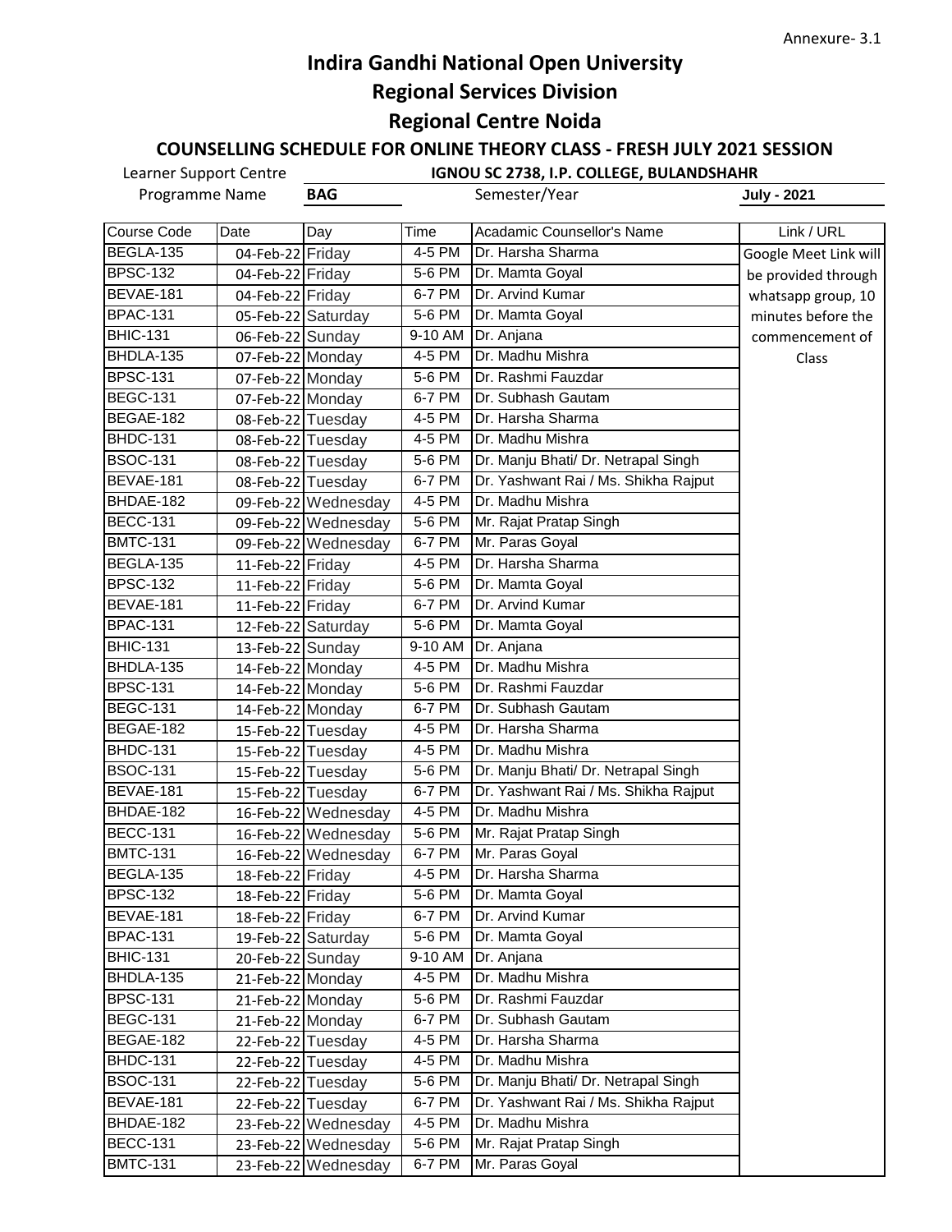Annexure- 3.1

# Indira Gandhi National Open University

## Regional Services Division

## Regional Centre Noida

### COUNSELLING SCHEDULE FOR ONLINE THEORY CLASS - FRESH JULY 2021 SESSION

Learner Support Centre **IGNOU SC 2738, I.P. COLLEGE, BULANDSHAHR**

Programme Name **BAG** Semester/Year **July - 2021**

| Course Code | Date | Day | Time | Acadamic Counsellor's Name | Link / URL |
|---|---|---|---|---|---|
| BEGLA-135 | 04-Feb-22 | Friday | 4-5 PM | Dr. Harsha Sharma | Google Meet Link will be provided through whatsapp group, 10 minutes before the commencement of Class |
| BPSC-132 | 04-Feb-22 | Friday | 5-6 PM | Dr. Mamta Goyal | |
| BEVAE-181 | 04-Feb-22 | Friday | 6-7 PM | Dr. Arvind Kumar | |
| BPAC-131 | 05-Feb-22 | Saturday | 5-6 PM | Dr. Mamta Goyal | |
| BHIC-131 | 06-Feb-22 | Sunday | 9-10 AM | Dr. Anjana | |
| BHDLA-135 | 07-Feb-22 | Monday | 4-5 PM | Dr. Madhu Mishra | |
| BPSC-131 | 07-Feb-22 | Monday | 5-6 PM | Dr. Rashmi Fauzdar | |
| BEGC-131 | 07-Feb-22 | Monday | 6-7 PM | Dr. Subhash Gautam | |
| BEGAE-182 | 08-Feb-22 | Tuesday | 4-5 PM | Dr. Harsha Sharma | |
| BHDC-131 | 08-Feb-22 | Tuesday | 4-5 PM | Dr. Madhu Mishra | |
| BSOC-131 | 08-Feb-22 | Tuesday | 5-6 PM | Dr. Manju Bhati/ Dr. Netrapal Singh | |
| BEVAE-181 | 08-Feb-22 | Tuesday | 6-7 PM | Dr. Yashwant Rai / Ms. Shikha Rajput | |
| BHDAE-182 | 09-Feb-22 | Wednesday | 4-5 PM | Dr. Madhu Mishra | |
| BECC-131 | 09-Feb-22 | Wednesday | 5-6 PM | Mr. Rajat Pratap Singh | |
| BMTC-131 | 09-Feb-22 | Wednesday | 6-7 PM | Mr. Paras Goyal | |
| BEGLA-135 | 11-Feb-22 | Friday | 4-5 PM | Dr. Harsha Sharma | |
| BPSC-132 | 11-Feb-22 | Friday | 5-6 PM | Dr. Mamta Goyal | |
| BEVAE-181 | 11-Feb-22 | Friday | 6-7 PM | Dr. Arvind Kumar | |
| BPAC-131 | 12-Feb-22 | Saturday | 5-6 PM | Dr. Mamta Goyal | |
| BHIC-131 | 13-Feb-22 | Sunday | 9-10 AM | Dr. Anjana | |
| BHDLA-135 | 14-Feb-22 | Monday | 4-5 PM | Dr. Madhu Mishra | |
| BPSC-131 | 14-Feb-22 | Monday | 5-6 PM | Dr. Rashmi Fauzdar | |
| BEGC-131 | 14-Feb-22 | Monday | 6-7 PM | Dr. Subhash Gautam | |
| BEGAE-182 | 15-Feb-22 | Tuesday | 4-5 PM | Dr. Harsha Sharma | |
| BHDC-131 | 15-Feb-22 | Tuesday | 4-5 PM | Dr. Madhu Mishra | |
| BSOC-131 | 15-Feb-22 | Tuesday | 5-6 PM | Dr. Manju Bhati/ Dr. Netrapal Singh | |
| BEVAE-181 | 15-Feb-22 | Tuesday | 6-7 PM | Dr. Yashwant Rai / Ms. Shikha Rajput | |
| BHDAE-182 | 16-Feb-22 | Wednesday | 4-5 PM | Dr. Madhu Mishra | |
| BECC-131 | 16-Feb-22 | Wednesday | 5-6 PM | Mr. Rajat Pratap Singh | |
| BMTC-131 | 16-Feb-22 | Wednesday | 6-7 PM | Mr. Paras Goyal | |
| BEGLA-135 | 18-Feb-22 | Friday | 4-5 PM | Dr. Harsha Sharma | |
| BPSC-132 | 18-Feb-22 | Friday | 5-6 PM | Dr. Mamta Goyal | |
| BEVAE-181 | 18-Feb-22 | Friday | 6-7 PM | Dr. Arvind Kumar | |
| BPAC-131 | 19-Feb-22 | Saturday | 5-6 PM | Dr. Mamta Goyal | |
| BHIC-131 | 20-Feb-22 | Sunday | 9-10 AM | Dr. Anjana | |
| BHDLA-135 | 21-Feb-22 | Monday | 4-5 PM | Dr. Madhu Mishra | |
| BPSC-131 | 21-Feb-22 | Monday | 5-6 PM | Dr. Rashmi Fauzdar | |
| BEGC-131 | 21-Feb-22 | Monday | 6-7 PM | Dr. Subhash Gautam | |
| BEGAE-182 | 22-Feb-22 | Tuesday | 4-5 PM | Dr. Harsha Sharma | |
| BHDC-131 | 22-Feb-22 | Tuesday | 4-5 PM | Dr. Madhu Mishra | |
| BSOC-131 | 22-Feb-22 | Tuesday | 5-6 PM | Dr. Manju Bhati/ Dr. Netrapal Singh | |
| BEVAE-181 | 22-Feb-22 | Tuesday | 6-7 PM | Dr. Yashwant Rai / Ms. Shikha Rajput | |
| BHDAE-182 | 23-Feb-22 | Wednesday | 4-5 PM | Dr. Madhu Mishra | |
| BECC-131 | 23-Feb-22 | Wednesday | 5-6 PM | Mr. Rajat Pratap Singh | |
| BMTC-131 | 23-Feb-22 | Wednesday | 6-7 PM | Mr. Paras Goyal | |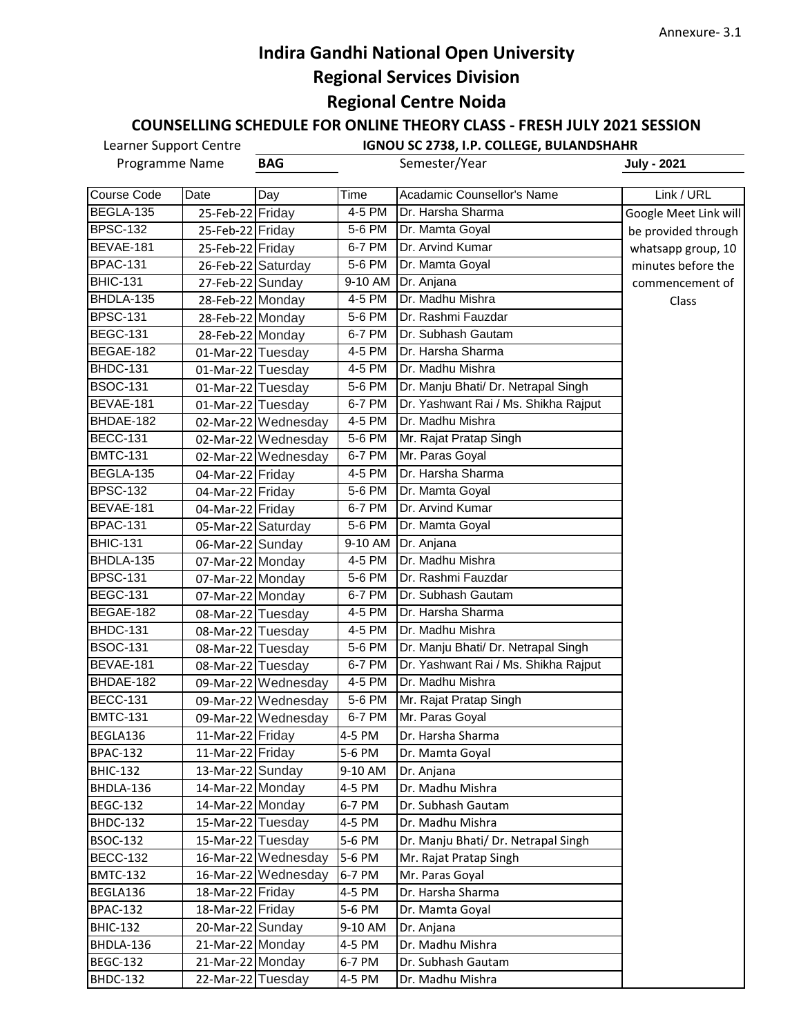Annexure- 3.1

# Indira Gandhi National Open University

## Regional Services Division

## Regional Centre Noida

### COUNSELLING SCHEDULE FOR ONLINE THEORY CLASS - FRESH JULY 2021 SESSION

Learner Support Centre: **IGNOU SC 2738, I.P. COLLEGE, BULANDSHAHR**

Programme Name: **BAG** Semester/Year: **July - 2021**

| Course Code | Date | Day | Time | Acadamic Counsellor's Name | Link / URL |
|---|---|---|---|---|---|
| BEGLA-135 | 25-Feb-22 | Friday | 4-5 PM | Dr. Harsha Sharma | Google Meet Link will be provided through whatsapp group, 10 minutes before the commencement of Class |
| BPSC-132 | 25-Feb-22 | Friday | 5-6 PM | Dr. Mamta Goyal | |
| BEVAE-181 | 25-Feb-22 | Friday | 6-7 PM | Dr. Arvind Kumar | |
| BPAC-131 | 26-Feb-22 | Saturday | 5-6 PM | Dr. Mamta Goyal | |
| BHIC-131 | 27-Feb-22 | Sunday | 9-10 AM | Dr. Anjana | |
| BHDLA-135 | 28-Feb-22 | Monday | 4-5 PM | Dr. Madhu Mishra | |
| BPSC-131 | 28-Feb-22 | Monday | 5-6 PM | Dr. Rashmi Fauzdar | |
| BEGC-131 | 28-Feb-22 | Monday | 6-7 PM | Dr. Subhash Gautam | |
| BEGAE-182 | 01-Mar-22 | Tuesday | 4-5 PM | Dr. Harsha Sharma | |
| BHDC-131 | 01-Mar-22 | Tuesday | 4-5 PM | Dr. Madhu Mishra | |
| BSOC-131 | 01-Mar-22 | Tuesday | 5-6 PM | Dr. Manju Bhati/ Dr. Netrapal Singh | |
| BEVAE-181 | 01-Mar-22 | Tuesday | 6-7 PM | Dr. Yashwant Rai / Ms. Shikha Rajput | |
| BHDAE-182 | 02-Mar-22 | Wednesday | 4-5 PM | Dr. Madhu Mishra | |
| BECC-131 | 02-Mar-22 | Wednesday | 5-6 PM | Mr. Rajat Pratap Singh | |
| BMTC-131 | 02-Mar-22 | Wednesday | 6-7 PM | Mr. Paras Goyal | |
| BEGLA-135 | 04-Mar-22 | Friday | 4-5 PM | Dr. Harsha Sharma | |
| BPSC-132 | 04-Mar-22 | Friday | 5-6 PM | Dr. Mamta Goyal | |
| BEVAE-181 | 04-Mar-22 | Friday | 6-7 PM | Dr. Arvind Kumar | |
| BPAC-131 | 05-Mar-22 | Saturday | 5-6 PM | Dr. Mamta Goyal | |
| BHIC-131 | 06-Mar-22 | Sunday | 9-10 AM | Dr. Anjana | |
| BHDLA-135 | 07-Mar-22 | Monday | 4-5 PM | Dr. Madhu Mishra | |
| BPSC-131 | 07-Mar-22 | Monday | 5-6 PM | Dr. Rashmi Fauzdar | |
| BEGC-131 | 07-Mar-22 | Monday | 6-7 PM | Dr. Subhash Gautam | |
| BEGAE-182 | 08-Mar-22 | Tuesday | 4-5 PM | Dr. Harsha Sharma | |
| BHDC-131 | 08-Mar-22 | Tuesday | 4-5 PM | Dr. Madhu Mishra | |
| BSOC-131 | 08-Mar-22 | Tuesday | 5-6 PM | Dr. Manju Bhati/ Dr. Netrapal Singh | |
| BEVAE-181 | 08-Mar-22 | Tuesday | 6-7 PM | Dr. Yashwant Rai / Ms. Shikha Rajput | |
| BHDAE-182 | 09-Mar-22 | Wednesday | 4-5 PM | Dr. Madhu Mishra | |
| BECC-131 | 09-Mar-22 | Wednesday | 5-6 PM | Mr. Rajat Pratap Singh | |
| BMTC-131 | 09-Mar-22 | Wednesday | 6-7 PM | Mr. Paras Goyal | |
| BEGLA136 | 11-Mar-22 | Friday | 4-5 PM | Dr. Harsha Sharma | |
| BPAC-132 | 11-Mar-22 | Friday | 5-6 PM | Dr. Mamta Goyal | |
| BHIC-132 | 13-Mar-22 | Sunday | 9-10 AM | Dr. Anjana | |
| BHDLA-136 | 14-Mar-22 | Monday | 4-5 PM | Dr. Madhu Mishra | |
| BEGC-132 | 14-Mar-22 | Monday | 6-7 PM | Dr. Subhash Gautam | |
| BHDC-132 | 15-Mar-22 | Tuesday | 4-5 PM | Dr. Madhu Mishra | |
| BSOC-132 | 15-Mar-22 | Tuesday | 5-6 PM | Dr. Manju Bhati/ Dr. Netrapal Singh | |
| BECC-132 | 16-Mar-22 | Wednesday | 5-6 PM | Mr. Rajat Pratap Singh | |
| BMTC-132 | 16-Mar-22 | Wednesday | 6-7 PM | Mr. Paras Goyal | |
| BEGLA136 | 18-Mar-22 | Friday | 4-5 PM | Dr. Harsha Sharma | |
| BPAC-132 | 18-Mar-22 | Friday | 5-6 PM | Dr. Mamta Goyal | |
| BHIC-132 | 20-Mar-22 | Sunday | 9-10 AM | Dr. Anjana | |
| BHDLA-136 | 21-Mar-22 | Monday | 4-5 PM | Dr. Madhu Mishra | |
| BEGC-132 | 21-Mar-22 | Monday | 6-7 PM | Dr. Subhash Gautam | |
| BHDC-132 | 22-Mar-22 | Tuesday | 4-5 PM | Dr. Madhu Mishra | |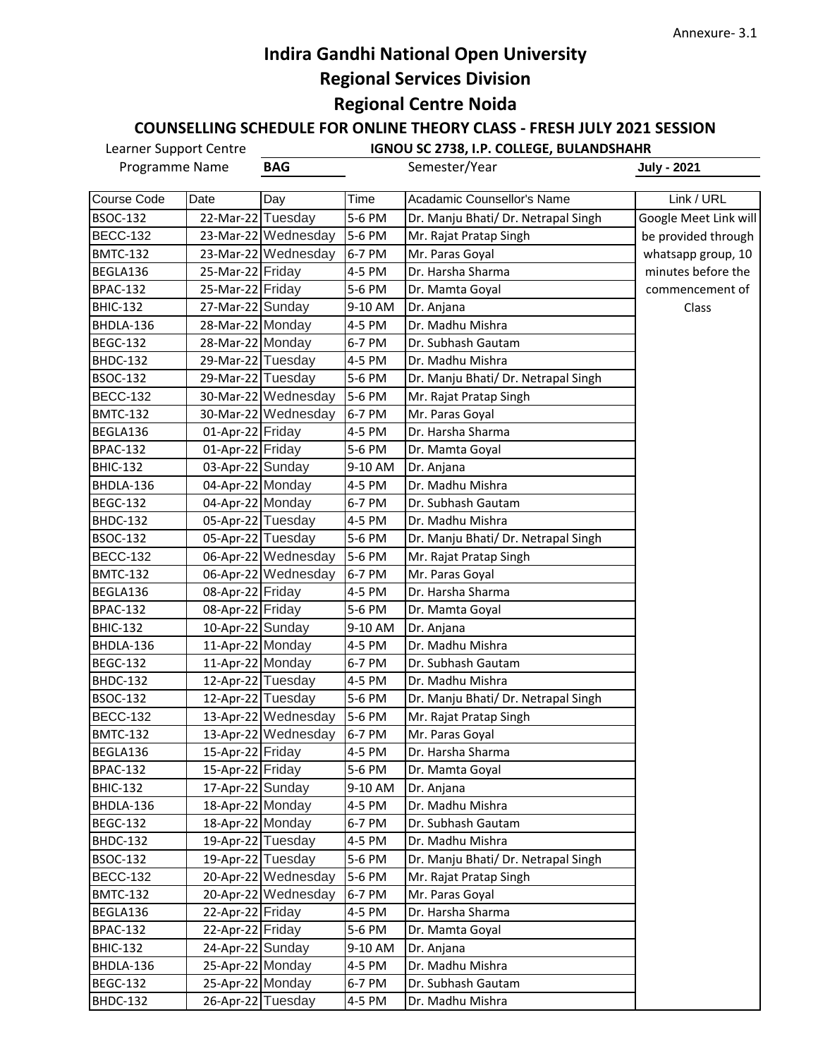Annexure- 3.1

# Indira Gandhi National Open University

## Regional Services Division

## Regional Centre Noida

### COUNSELLING SCHEDULE FOR ONLINE THEORY CLASS - FRESH JULY 2021 SESSION

Learner Support Centre **IGNOU SC 2738, I.P. COLLEGE, BULANDSHAHR**

Programme Name **BAG** Semester/Year **July - 2021**

| Course Code | Date | Day | Time | Acadamic Counsellor's Name | Link / URL |
|---|---|---|---|---|---|
| BSOC-132 | 22-Mar-22 | Tuesday | 5-6 PM | Dr. Manju Bhati/ Dr. Netrapal Singh | Google Meet Link will be provided through whatsapp group, 10 minutes before the commencement of Class |
| BECC-132 | 23-Mar-22 | Wednesday | 5-6 PM | Mr. Rajat Pratap Singh | |
| BMTC-132 | 23-Mar-22 | Wednesday | 6-7 PM | Mr. Paras Goyal | |
| BEGLA136 | 25-Mar-22 | Friday | 4-5 PM | Dr. Harsha Sharma | |
| BPAC-132 | 25-Mar-22 | Friday | 5-6 PM | Dr. Mamta Goyal | |
| BHIC-132 | 27-Mar-22 | Sunday | 9-10 AM | Dr. Anjana | |
| BHDLA-136 | 28-Mar-22 | Monday | 4-5 PM | Dr. Madhu Mishra | |
| BEGC-132 | 28-Mar-22 | Monday | 6-7 PM | Dr. Subhash Gautam | |
| BHDC-132 | 29-Mar-22 | Tuesday | 4-5 PM | Dr. Madhu Mishra | |
| BSOC-132 | 29-Mar-22 | Tuesday | 5-6 PM | Dr. Manju Bhati/ Dr. Netrapal Singh | |
| BECC-132 | 30-Mar-22 | Wednesday | 5-6 PM | Mr. Rajat Pratap Singh | |
| BMTC-132 | 30-Mar-22 | Wednesday | 6-7 PM | Mr. Paras Goyal | |
| BEGLA136 | 01-Apr-22 | Friday | 4-5 PM | Dr. Harsha Sharma | |
| BPAC-132 | 01-Apr-22 | Friday | 5-6 PM | Dr. Mamta Goyal | |
| BHIC-132 | 03-Apr-22 | Sunday | 9-10 AM | Dr. Anjana | |
| BHDLA-136 | 04-Apr-22 | Monday | 4-5 PM | Dr. Madhu Mishra | |
| BEGC-132 | 04-Apr-22 | Monday | 6-7 PM | Dr. Subhash Gautam | |
| BHDC-132 | 05-Apr-22 | Tuesday | 4-5 PM | Dr. Madhu Mishra | |
| BSOC-132 | 05-Apr-22 | Tuesday | 5-6 PM | Dr. Manju Bhati/ Dr. Netrapal Singh | |
| BECC-132 | 06-Apr-22 | Wednesday | 5-6 PM | Mr. Rajat Pratap Singh | |
| BMTC-132 | 06-Apr-22 | Wednesday | 6-7 PM | Mr. Paras Goyal | |
| BEGLA136 | 08-Apr-22 | Friday | 4-5 PM | Dr. Harsha Sharma | |
| BPAC-132 | 08-Apr-22 | Friday | 5-6 PM | Dr. Mamta Goyal | |
| BHIC-132 | 10-Apr-22 | Sunday | 9-10 AM | Dr. Anjana | |
| BHDLA-136 | 11-Apr-22 | Monday | 4-5 PM | Dr. Madhu Mishra | |
| BEGC-132 | 11-Apr-22 | Monday | 6-7 PM | Dr. Subhash Gautam | |
| BHDC-132 | 12-Apr-22 | Tuesday | 4-5 PM | Dr. Madhu Mishra | |
| BSOC-132 | 12-Apr-22 | Tuesday | 5-6 PM | Dr. Manju Bhati/ Dr. Netrapal Singh | |
| BECC-132 | 13-Apr-22 | Wednesday | 5-6 PM | Mr. Rajat Pratap Singh | |
| BMTC-132 | 13-Apr-22 | Wednesday | 6-7 PM | Mr. Paras Goyal | |
| BEGLA136 | 15-Apr-22 | Friday | 4-5 PM | Dr. Harsha Sharma | |
| BPAC-132 | 15-Apr-22 | Friday | 5-6 PM | Dr. Mamta Goyal | |
| BHIC-132 | 17-Apr-22 | Sunday | 9-10 AM | Dr. Anjana | |
| BHDLA-136 | 18-Apr-22 | Monday | 4-5 PM | Dr. Madhu Mishra | |
| BEGC-132 | 18-Apr-22 | Monday | 6-7 PM | Dr. Subhash Gautam | |
| BHDC-132 | 19-Apr-22 | Tuesday | 4-5 PM | Dr. Madhu Mishra | |
| BSOC-132 | 19-Apr-22 | Tuesday | 5-6 PM | Dr. Manju Bhati/ Dr. Netrapal Singh | |
| BECC-132 | 20-Apr-22 | Wednesday | 5-6 PM | Mr. Rajat Pratap Singh | |
| BMTC-132 | 20-Apr-22 | Wednesday | 6-7 PM | Mr. Paras Goyal | |
| BEGLA136 | 22-Apr-22 | Friday | 4-5 PM | Dr. Harsha Sharma | |
| BPAC-132 | 22-Apr-22 | Friday | 5-6 PM | Dr. Mamta Goyal | |
| BHIC-132 | 24-Apr-22 | Sunday | 9-10 AM | Dr. Anjana | |
| BHDLA-136 | 25-Apr-22 | Monday | 4-5 PM | Dr. Madhu Mishra | |
| BEGC-132 | 25-Apr-22 | Monday | 6-7 PM | Dr. Subhash Gautam | |
| BHDC-132 | 26-Apr-22 | Tuesday | 4-5 PM | Dr. Madhu Mishra | |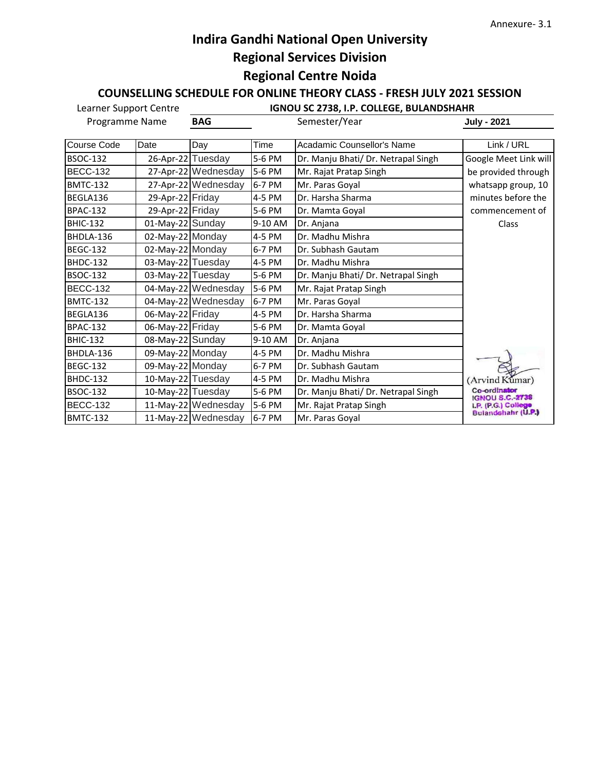Annexure- 3.1

# Indira Gandhi National Open University
## Regional Services Division
## Regional Centre Noida

### COUNSELLING SCHEDULE FOR ONLINE THEORY CLASS - FRESH JULY 2021 SESSION

Learner Support Centre **IGNOU SC 2738, I.P. COLLEGE, BULANDSHAHR**

Programme Name **BAG** Semester/Year **July - 2021**

| Course Code | Date | Day | Time | Acadamic Counsellor's Name | Link / URL |
|---|---|---|---|---|---|
| BSOC-132 | 26-Apr-22 | Tuesday | 5-6 PM | Dr. Manju Bhati/ Dr. Netrapal Singh | Google Meet Link will be provided through whatsapp group, 10 minutes before the commencement of Class |
| BECC-132 | 27-Apr-22 | Wednesday | 5-6 PM | Mr. Rajat Pratap Singh | |
| BMTC-132 | 27-Apr-22 | Wednesday | 6-7 PM | Mr. Paras Goyal | |
| BEGLA136 | 29-Apr-22 | Friday | 4-5 PM | Dr. Harsha Sharma | |
| BPAC-132 | 29-Apr-22 | Friday | 5-6 PM | Dr. Mamta Goyal | |
| BHIC-132 | 01-May-22 | Sunday | 9-10 AM | Dr. Anjana | |
| BHDLA-136 | 02-May-22 | Monday | 4-5 PM | Dr. Madhu Mishra | |
| BEGC-132 | 02-May-22 | Monday | 6-7 PM | Dr. Subhash Gautam | |
| BHDC-132 | 03-May-22 | Tuesday | 4-5 PM | Dr. Madhu Mishra | |
| BSOC-132 | 03-May-22 | Tuesday | 5-6 PM | Dr. Manju Bhati/ Dr. Netrapal Singh | |
| BECC-132 | 04-May-22 | Wednesday | 5-6 PM | Mr. Rajat Pratap Singh | |
| BMTC-132 | 04-May-22 | Wednesday | 6-7 PM | Mr. Paras Goyal | |
| BEGLA136 | 06-May-22 | Friday | 4-5 PM | Dr. Harsha Sharma | |
| BPAC-132 | 06-May-22 | Friday | 5-6 PM | Dr. Mamta Goyal | |
| BHIC-132 | 08-May-22 | Sunday | 9-10 AM | Dr. Anjana | |
| BHDLA-136 | 09-May-22 | Monday | 4-5 PM | Dr. Madhu Mishra | |
| BEGC-132 | 09-May-22 | Monday | 6-7 PM | Dr. Subhash Gautam | |
| BHDC-132 | 10-May-22 | Tuesday | 4-5 PM | Dr. Madhu Mishra | (Arvind Kumar) |
| BSOC-132 | 10-May-22 | Tuesday | 5-6 PM | Dr. Manju Bhati/ Dr. Netrapal Singh | Co-ordinator IGNOU S.C.-2738 |
| BECC-132 | 11-May-22 | Wednesday | 5-6 PM | Mr. Rajat Pratap Singh | I.P. (P.G.) College Bulandshahr (U.P.) |
| BMTC-132 | 11-May-22 | Wednesday | 6-7 PM | Mr. Paras Goyal | |